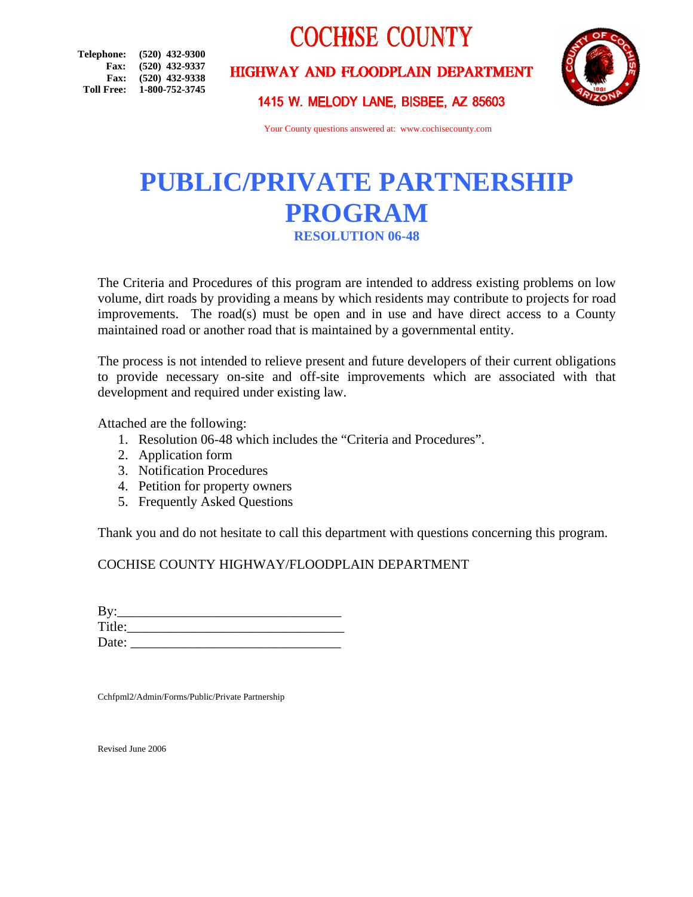Telephone: (520) 432-9300
Fax: (520) 432-9337
Fax: (520) 432-9338
Toll Free: 1-800-752-3745

# COCHISE COUNTY

## HIGHWAY AND FLOODPLAIN DEPARTMENT

### 1415 W. MELODY LANE, BISBEE, AZ 85603

Your County questions answered at: www.cochisecounty.com

# PUBLIC/PRIVATE PARTNERSHIP PROGRAM

## RESOLUTION 06-48

The Criteria and Procedures of this program are intended to address existing problems on low volume, dirt roads by providing a means by which residents may contribute to projects for road improvements. The road(s) must be open and in use and have direct access to a County maintained road or another road that is maintained by a governmental entity.

The process is not intended to relieve present and future developers of their current obligations to provide necessary on-site and off-site improvements which are associated with that development and required under existing law.

Attached are the following:

1. Resolution 06-48 which includes the "Criteria and Procedures".
2. Application form
3. Notification Procedures
4. Petition for property owners
5. Frequently Asked Questions

Thank you and do not hesitate to call this department with questions concerning this program.

COCHISE COUNTY HIGHWAY/FLOODPLAIN DEPARTMENT

By:_______________________________
Title:_______________________________
Date: _______________________________

Cchfpml2/Admin/Forms/Public/Private Partnership

Revised June 2006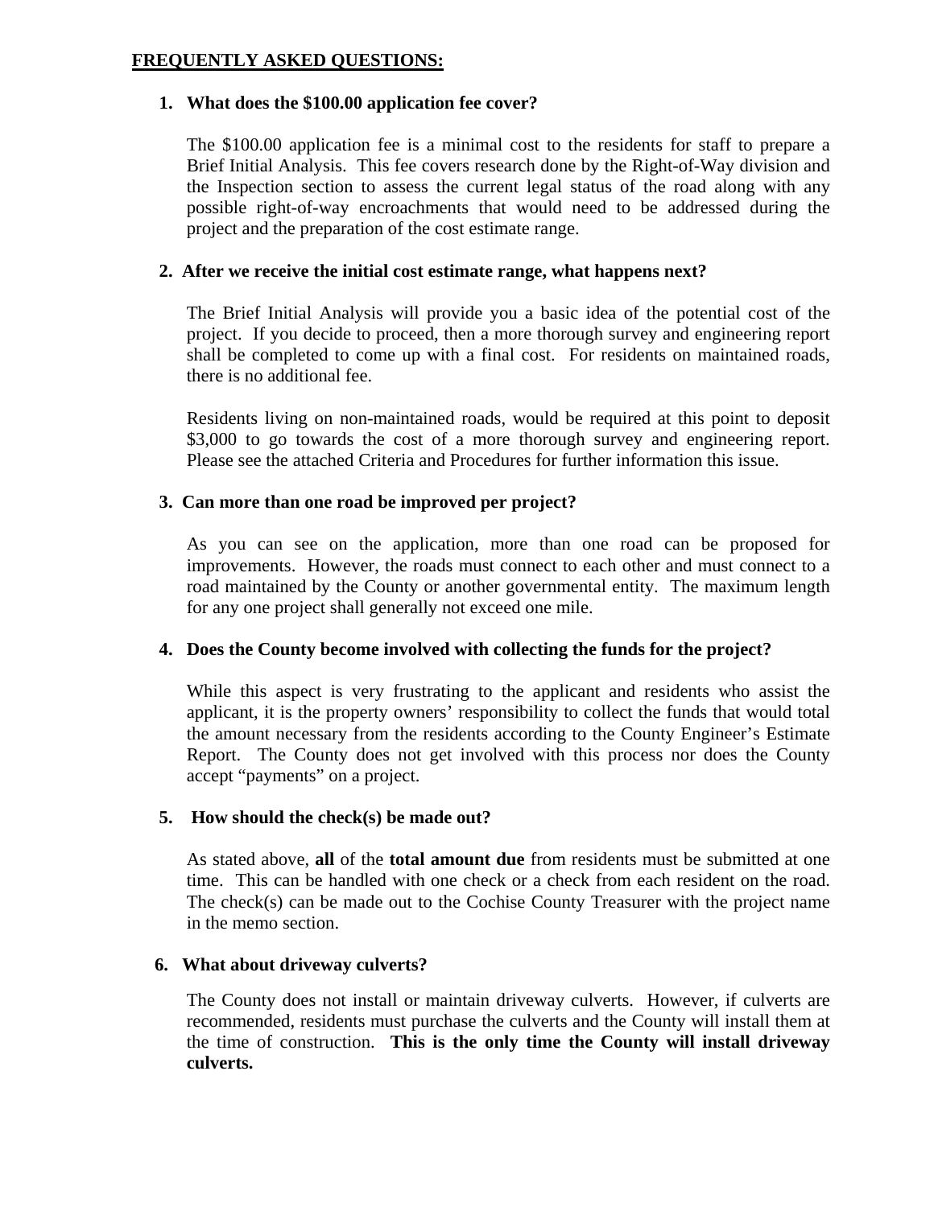**FREQUENTLY ASKED QUESTIONS:**

1. **What does the $100.00 application fee cover?**

   The $100.00 application fee is a minimal cost to the residents for staff to prepare a Brief Initial Analysis. This fee covers research done by the Right-of-Way division and the Inspection section to assess the current legal status of the road along with any possible right-of-way encroachments that would need to be addressed during the project and the preparation of the cost estimate range.

2. **After we receive the initial cost estimate range, what happens next?**

   The Brief Initial Analysis will provide you a basic idea of the potential cost of the project. If you decide to proceed, then a more thorough survey and engineering report shall be completed to come up with a final cost. For residents on maintained roads, there is no additional fee.

   Residents living on non-maintained roads, would be required at this point to deposit $3,000 to go towards the cost of a more thorough survey and engineering report. Please see the attached Criteria and Procedures for further information this issue.

3. **Can more than one road be improved per project?**

   As you can see on the application, more than one road can be proposed for improvements. However, the roads must connect to each other and must connect to a road maintained by the County or another governmental entity. The maximum length for any one project shall generally not exceed one mile.

4. **Does the County become involved with collecting the funds for the project?**

   While this aspect is very frustrating to the applicant and residents who assist the applicant, it is the property owners' responsibility to collect the funds that would total the amount necessary from the residents according to the County Engineer's Estimate Report. The County does not get involved with this process nor does the County accept "payments" on a project.

5. **How should the check(s) be made out?**

   As stated above, **all** of the **total amount due** from residents must be submitted at one time. This can be handled with one check or a check from each resident on the road. The check(s) can be made out to the Cochise County Treasurer with the project name in the memo section.

6. **What about driveway culverts?**

   The County does not install or maintain driveway culverts. However, if culverts are recommended, residents must purchase the culverts and the County will install them at the time of construction. **This is the only time the County will install driveway culverts.**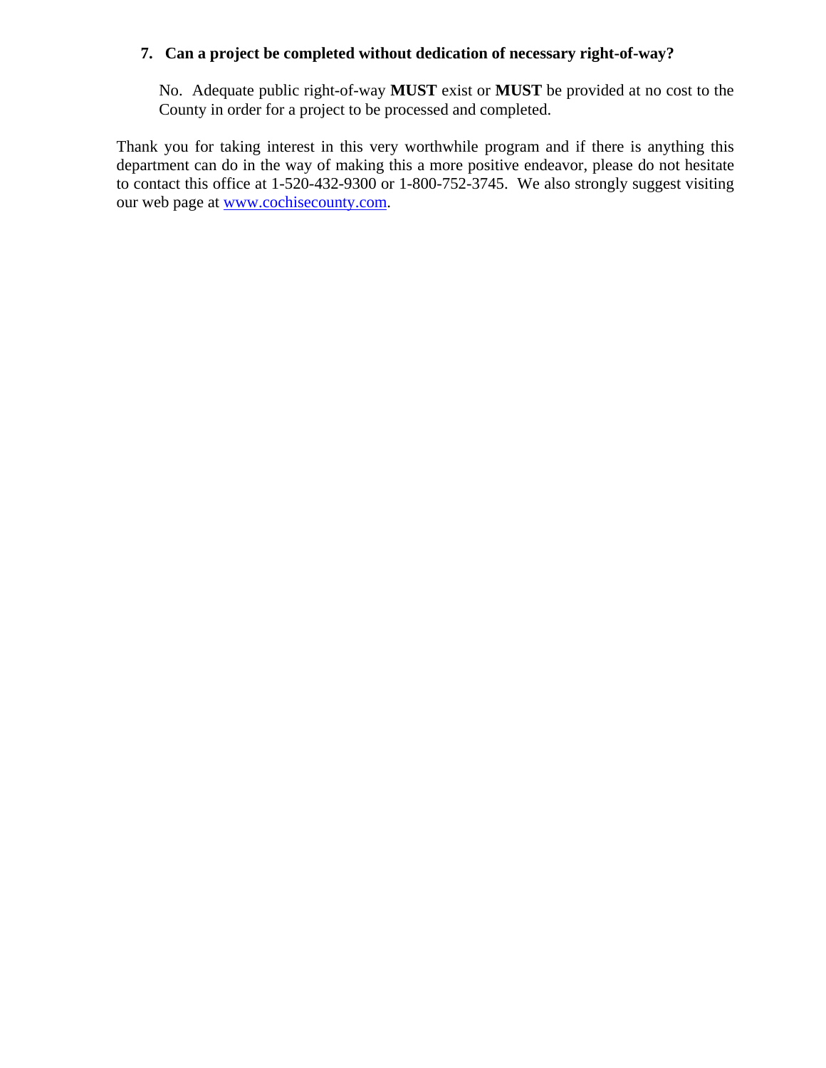**7. Can a project be completed without dedication of necessary right-of-way?**

No. Adequate public right-of-way **MUST** exist or **MUST** be provided at no cost to the County in order for a project to be processed and completed.

Thank you for taking interest in this very worthwhile program and if there is anything this department can do in the way of making this a more positive endeavor, please do not hesitate to contact this office at 1-520-432-9300 or 1-800-752-3745. We also strongly suggest visiting our web page at [www.cochisecounty.com](http://www.cochisecounty.com).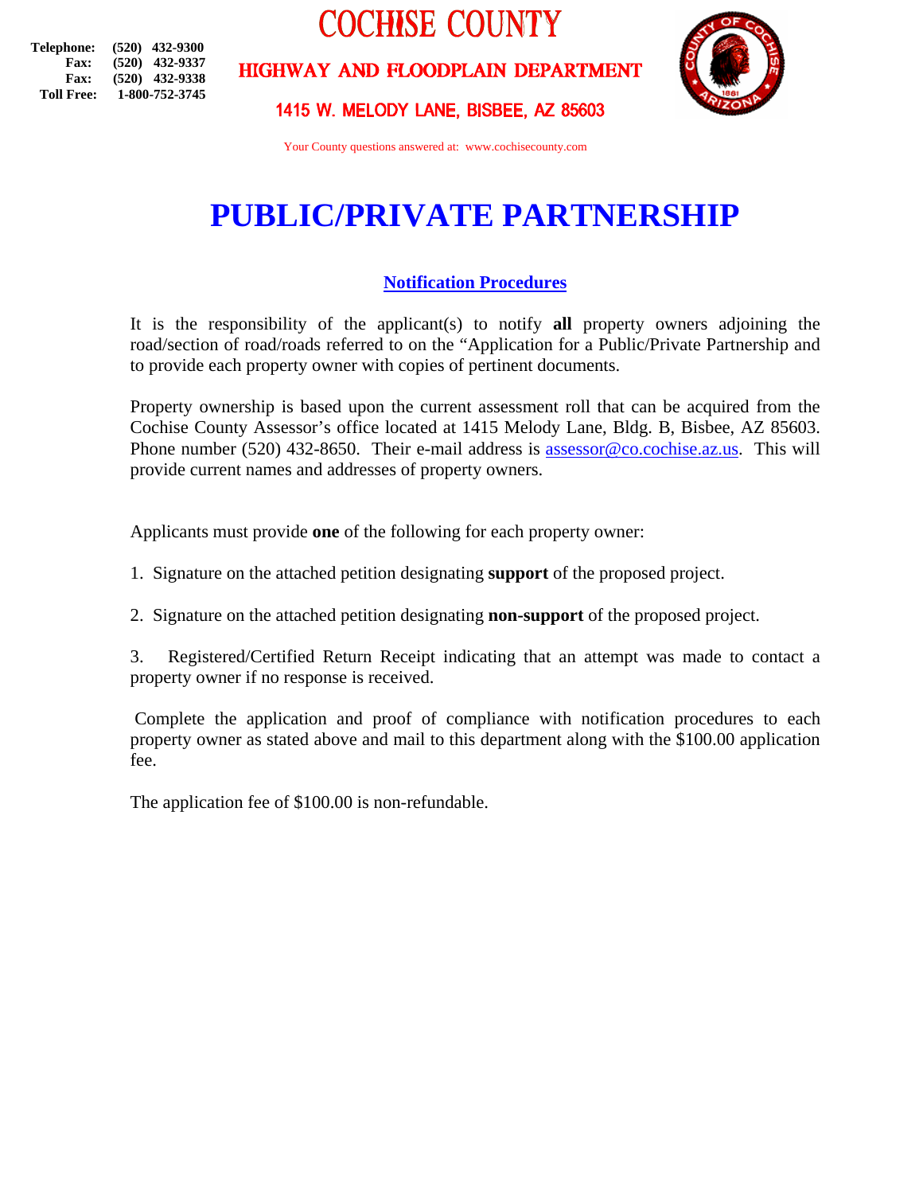**Telephone:** (520) 432-9300
**Fax:** (520) 432-9337
**Fax:** (520) 432-9338
**Toll Free:** 1-800-752-3745

# COCHISE COUNTY

## HIGHWAY AND FLOODPLAIN DEPARTMENT

1415 W. MELODY LANE, BISBEE, AZ 85603

Your County questions answered at: www.cochisecounty.com

# PUBLIC/PRIVATE PARTNERSHIP

## Notification Procedures

It is the responsibility of the applicant(s) to notify **all** property owners adjoining the road/section of road/roads referred to on the "Application for a Public/Private Partnership and to provide each property owner with copies of pertinent documents.

Property ownership is based upon the current assessment roll that can be acquired from the Cochise County Assessor's office located at 1415 Melody Lane, Bldg. B, Bisbee, AZ 85603. Phone number (520) 432-8650. Their e-mail address is assessor@co.cochise.az.us. This will provide current names and addresses of property owners.

Applicants must provide **one** of the following for each property owner:

1. Signature on the attached petition designating **support** of the proposed project.

2. Signature on the attached petition designating **non-support** of the proposed project.

3. Registered/Certified Return Receipt indicating that an attempt was made to contact a property owner if no response is received.

Complete the application and proof of compliance with notification procedures to each property owner as stated above and mail to this department along with the $100.00 application fee.

The application fee of $100.00 is non-refundable.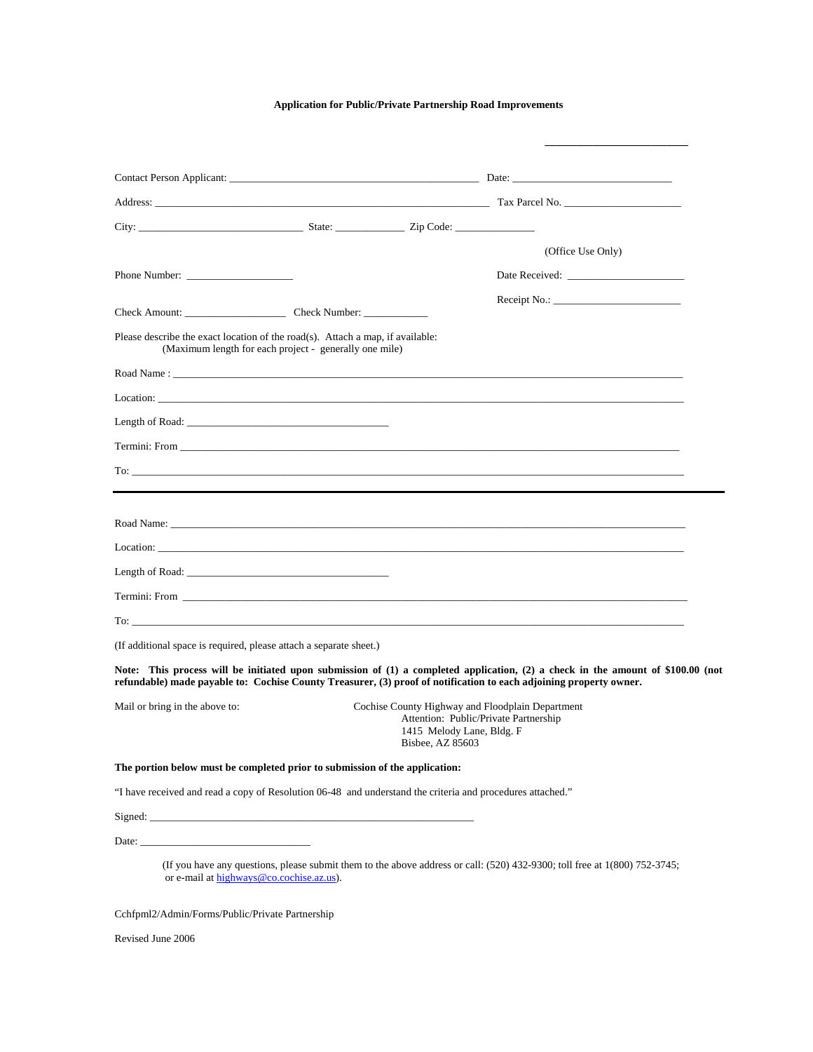**Application for Public/Private Partnership Road Improvements**

\_\_\_\_\_\_\_\_\_\_\_\_\_\_\_\_\_\_\_\_\_\_\_\_\_\_

Contact Person Applicant: \_\_\_\_\_\_\_\_\_\_\_\_\_\_\_\_\_\_\_\_\_\_\_\_\_\_\_\_\_\_\_\_\_\_\_\_\_\_\_\_\_\_\_\_\_\_ Date: \_\_\_\_\_\_\_\_\_\_\_\_\_\_\_\_\_\_\_\_\_\_\_\_\_\_\_\_\_\_

Address: \_\_\_\_\_\_\_\_\_\_\_\_\_\_\_\_\_\_\_\_\_\_\_\_\_\_\_\_\_\_\_\_\_\_\_\_\_\_\_\_\_\_\_\_\_\_\_\_\_\_\_\_\_\_\_\_\_\_\_\_\_\_ Tax Parcel No. \_\_\_\_\_\_\_\_\_\_\_\_\_\_\_\_\_\_\_\_\_\_

City: \_\_\_\_\_\_\_\_\_\_\_\_\_\_\_\_\_\_\_\_\_\_\_\_\_\_\_\_\_\_\_ State: \_\_\_\_\_\_\_\_\_\_\_\_\_ Zip Code: \_\_\_\_\_\_\_\_\_\_\_\_\_\_\_

(Office Use Only)

Phone Number: \_\_\_\_\_\_\_\_\_\_\_\_\_\_\_\_\_\_\_\_

Date Received: \_\_\_\_\_\_\_\_\_\_\_\_\_\_\_\_\_\_\_\_\_\_

Receipt No.: \_\_\_\_\_\_\_\_\_\_\_\_\_\_\_\_\_\_\_\_\_\_\_\_

Check Amount: \_\_\_\_\_\_\_\_\_\_\_\_\_\_\_\_\_\_\_ Check Number: \_\_\_\_\_\_\_\_\_\_\_\_

Please describe the exact location of the road(s). Attach a map, if available:
(Maximum length for each project - generally one mile)

Road Name : \_\_\_\_\_\_\_\_\_\_\_\_\_\_\_\_\_\_\_\_\_\_\_\_\_\_\_\_\_\_\_\_\_\_\_\_\_\_\_\_\_\_\_\_\_\_\_\_\_\_\_\_\_\_\_\_\_\_\_\_\_\_\_\_\_\_\_\_\_\_\_\_\_\_\_\_\_\_\_\_\_\_\_\_\_\_\_\_\_

Location: \_\_\_\_\_\_\_\_\_\_\_\_\_\_\_\_\_\_\_\_\_\_\_\_\_\_\_\_\_\_\_\_\_\_\_\_\_\_\_\_\_\_\_\_\_\_\_\_\_\_\_\_\_\_\_\_\_\_\_\_\_\_\_\_\_\_\_\_\_\_\_\_\_\_\_\_\_\_\_\_\_\_\_\_\_\_\_\_\_\_\_

Length of Road: \_\_\_\_\_\_\_\_\_\_\_\_\_\_\_\_\_\_\_\_\_\_\_\_\_\_\_\_\_\_\_\_\_\_\_\_\_\_

Termini: From \_\_\_\_\_\_\_\_\_\_\_\_\_\_\_\_\_\_\_\_\_\_\_\_\_\_\_\_\_\_\_\_\_\_\_\_\_\_\_\_\_\_\_\_\_\_\_\_\_\_\_\_\_\_\_\_\_\_\_\_\_\_\_\_\_\_\_\_\_\_\_\_\_\_\_\_\_\_\_\_\_\_\_\_\_\_\_\_

To: \_\_\_\_\_\_\_\_\_\_\_\_\_\_\_\_\_\_\_\_\_\_\_\_\_\_\_\_\_\_\_\_\_\_\_\_\_\_\_\_\_\_\_\_\_\_\_\_\_\_\_\_\_\_\_\_\_\_\_\_\_\_\_\_\_\_\_\_\_\_\_\_\_\_\_\_\_\_\_\_\_\_\_\_\_\_\_\_\_\_\_\_\_\_\_\_\_

---

Road Name: \_\_\_\_\_\_\_\_\_\_\_\_\_\_\_\_\_\_\_\_\_\_\_\_\_\_\_\_\_\_\_\_\_\_\_\_\_\_\_\_\_\_\_\_\_\_\_\_\_\_\_\_\_\_\_\_\_\_\_\_\_\_\_\_\_\_\_\_\_\_\_\_\_\_\_\_\_\_\_\_\_\_\_\_\_\_\_\_\_\_

Location: \_\_\_\_\_\_\_\_\_\_\_\_\_\_\_\_\_\_\_\_\_\_\_\_\_\_\_\_\_\_\_\_\_\_\_\_\_\_\_\_\_\_\_\_\_\_\_\_\_\_\_\_\_\_\_\_\_\_\_\_\_\_\_\_\_\_\_\_\_\_\_\_\_\_\_\_\_\_\_\_\_\_\_\_\_\_\_\_\_\_\_

Length of Road: \_\_\_\_\_\_\_\_\_\_\_\_\_\_\_\_\_\_\_\_\_\_\_\_\_\_\_\_\_\_\_\_\_\_\_\_\_\_

Termini: From \_\_\_\_\_\_\_\_\_\_\_\_\_\_\_\_\_\_\_\_\_\_\_\_\_\_\_\_\_\_\_\_\_\_\_\_\_\_\_\_\_\_\_\_\_\_\_\_\_\_\_\_\_\_\_\_\_\_\_\_\_\_\_\_\_\_\_\_\_\_\_\_\_\_\_\_\_\_\_\_\_\_\_\_\_\_\_\_\_\_

To: \_\_\_\_\_\_\_\_\_\_\_\_\_\_\_\_\_\_\_\_\_\_\_\_\_\_\_\_\_\_\_\_\_\_\_\_\_\_\_\_\_\_\_\_\_\_\_\_\_\_\_\_\_\_\_\_\_\_\_\_\_\_\_\_\_\_\_\_\_\_\_\_\_\_\_\_\_\_\_\_\_\_\_\_\_\_\_\_\_\_\_\_\_\_\_\_\_

(If additional space is required, please attach a separate sheet.)

**Note: This process will be initiated upon submission of (1) a completed application, (2) a check in the amount of $100.00 (not refundable) made payable to: Cochise County Treasurer, (3) proof of notification to each adjoining property owner.**

Mail or bring in the above to:

Cochise County Highway and Floodplain Department
Attention: Public/Private Partnership
1415 Melody Lane, Bldg. F
Bisbee, AZ 85603

**The portion below must be completed prior to submission of the application:**

"I have received and read a copy of Resolution 06-48 and understand the criteria and procedures attached."

Signed: \_\_\_\_\_\_\_\_\_\_\_\_\_\_\_\_\_\_\_\_\_\_\_\_\_\_\_\_\_\_\_\_\_\_\_\_\_\_\_\_\_\_\_\_\_\_\_\_\_\_\_\_\_\_\_\_\_\_\_\_\_\_

Date: \_\_\_\_\_\_\_\_\_\_\_\_\_\_\_\_\_\_\_\_\_\_\_\_\_\_\_\_\_\_\_\_\_

(If you have any questions, please submit them to the above address or call: (520) 432-9300; toll free at 1(800) 752-3745; or e-mail at highways@co.cochise.az.us).

Cchfpml2/Admin/Forms/Public/Private Partnership

Revised June 2006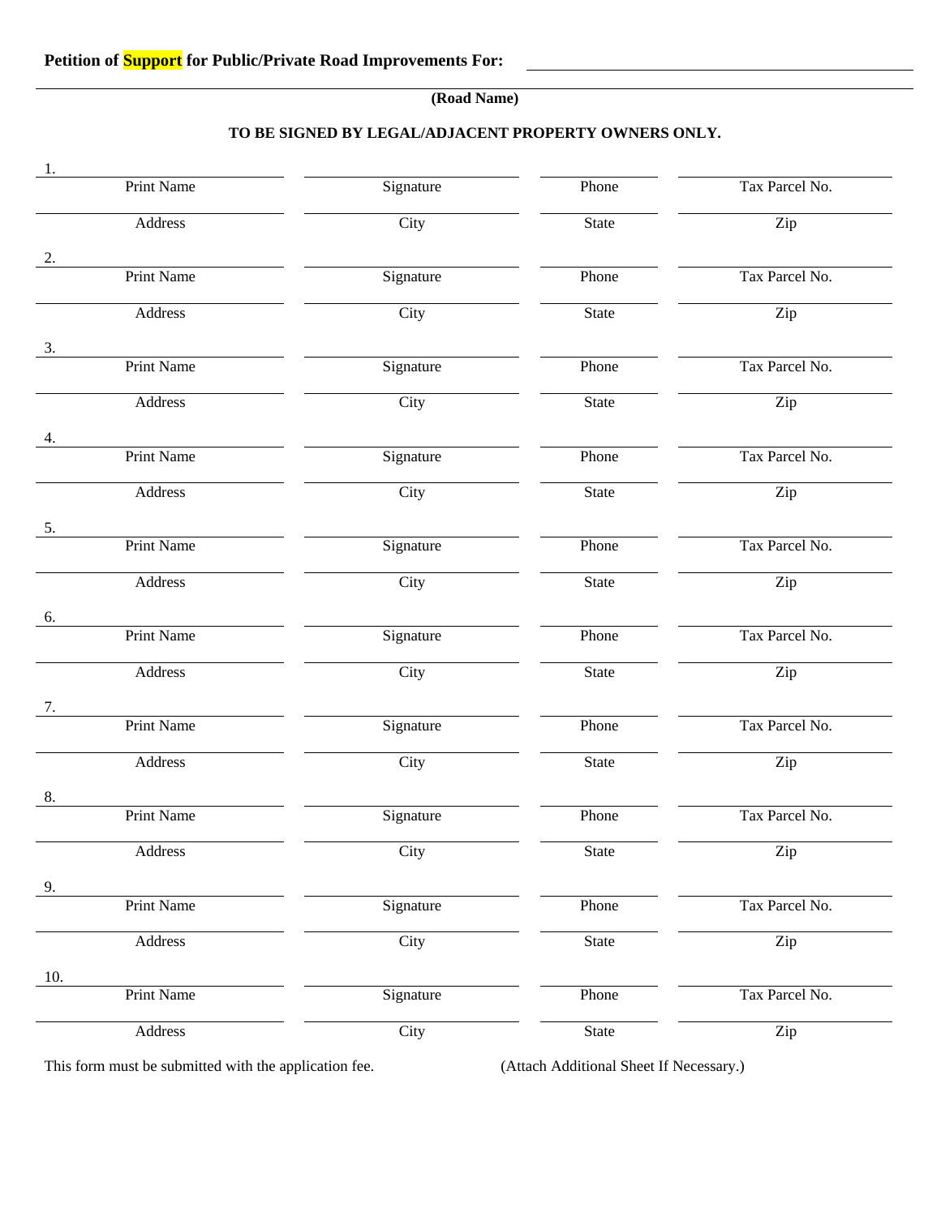**Petition of Support for Public/Private Road Improvements For:** ______________________________

______________________________________________________________

**(Road Name)**

**TO BE SIGNED BY LEGAL/ADJACENT PROPERTY OWNERS ONLY.**

| | Print Name | Signature | Phone | Tax Parcel No. |
|---|---|---|---|---|
| 1. | | | | |
| | Address | City | State | Zip |
| 2. | | | | |
| | Print Name | Signature | Phone | Tax Parcel No. |
| | Address | City | State | Zip |
| 3. | | | | |
| | Print Name | Signature | Phone | Tax Parcel No. |
| | Address | City | State | Zip |
| 4. | | | | |
| | Print Name | Signature | Phone | Tax Parcel No. |
| | Address | City | State | Zip |
| 5. | | | | |
| | Print Name | Signature | Phone | Tax Parcel No. |
| | Address | City | State | Zip |
| 6. | | | | |
| | Print Name | Signature | Phone | Tax Parcel No. |
| | Address | City | State | Zip |
| 7. | | | | |
| | Print Name | Signature | Phone | Tax Parcel No. |
| | Address | City | State | Zip |
| 8. | | | | |
| | Print Name | Signature | Phone | Tax Parcel No. |
| | Address | City | State | Zip |
| 9. | | | | |
| | Print Name | Signature | Phone | Tax Parcel No. |
| | Address | City | State | Zip |
| 10. | | | | |
| | Print Name | Signature | Phone | Tax Parcel No. |
| | Address | City | State | Zip |

This form must be submitted with the application fee. (Attach Additional Sheet If Necessary.)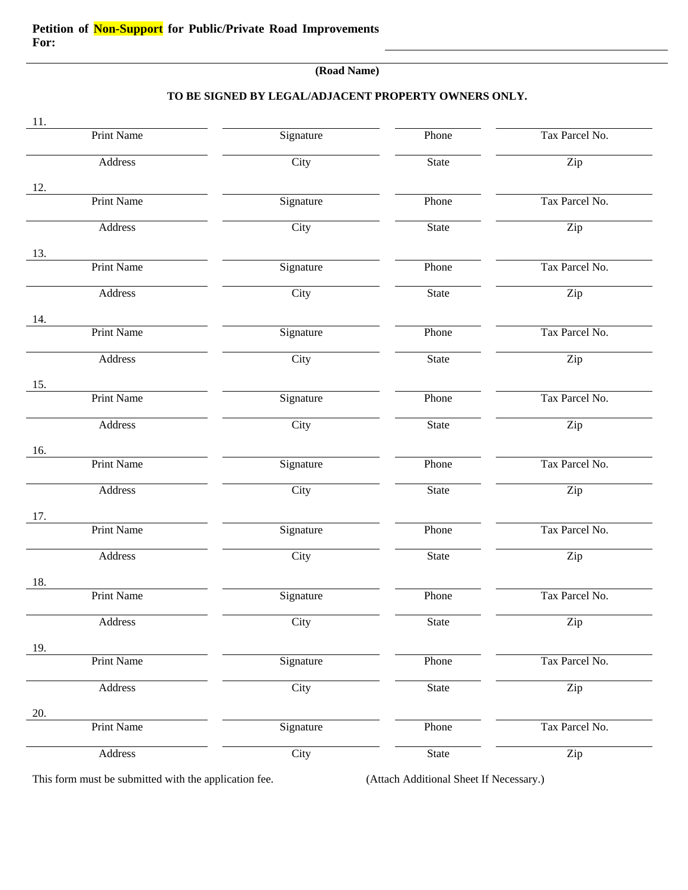**Petition of Non-Support for Public/Private Road Improvements For:** \_\_\_\_\_\_\_\_\_\_\_\_\_\_\_\_\_\_\_\_

**(Road Name)**

**TO BE SIGNED BY LEGAL/ADJACENT PROPERTY OWNERS ONLY.**

| | | | | |
|---|---|---|---|---|
| 11. | Print Name | Signature | Phone | Tax Parcel No. |
| | Address | City | State | Zip |
| 12. | Print Name | Signature | Phone | Tax Parcel No. |
| | Address | City | State | Zip |
| 13. | Print Name | Signature | Phone | Tax Parcel No. |
| | Address | City | State | Zip |
| 14. | Print Name | Signature | Phone | Tax Parcel No. |
| | Address | City | State | Zip |
| 15. | Print Name | Signature | Phone | Tax Parcel No. |
| | Address | City | State | Zip |
| 16. | Print Name | Signature | Phone | Tax Parcel No. |
| | Address | City | State | Zip |
| 17. | Print Name | Signature | Phone | Tax Parcel No. |
| | Address | City | State | Zip |
| 18. | Print Name | Signature | Phone | Tax Parcel No. |
| | Address | City | State | Zip |
| 19. | Print Name | Signature | Phone | Tax Parcel No. |
| | Address | City | State | Zip |
| 20. | Print Name | Signature | Phone | Tax Parcel No. |
| | Address | City | State | Zip |

This form must be submitted with the application fee. (Attach Additional Sheet If Necessary.)